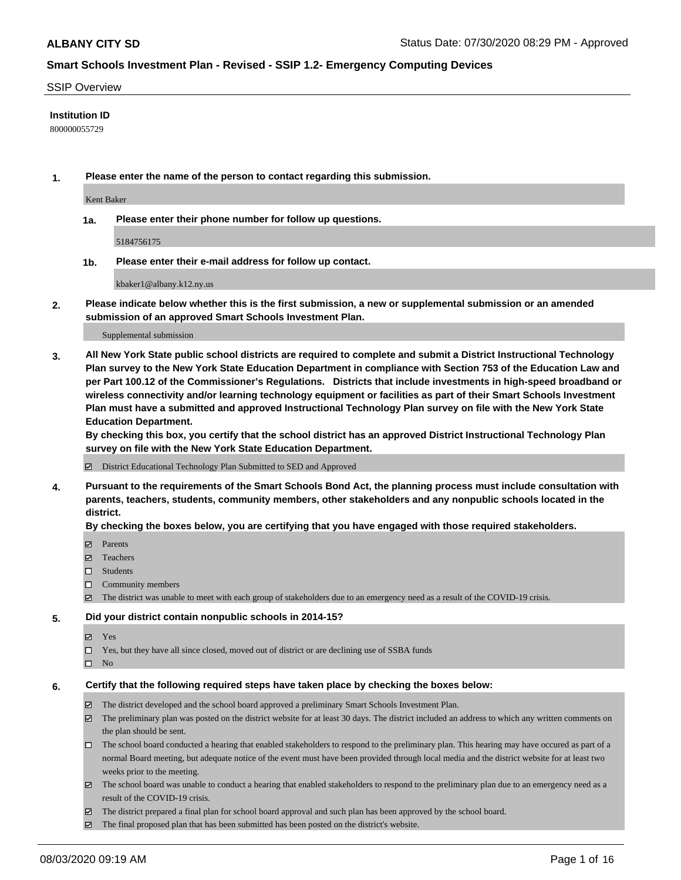**ALBANY CITY SD** Status Date: 07/30/2020 08:29 PM - Approved

## Smart Schools Investment Plan - Revised - SSIP 1.2- Emergency Computing Devices

SSIP Overview

**Institution ID**

800000055729

**1. Please enter the name of the person to contact regarding this submission.**

Kent Baker

**1a. Please enter their phone number for follow up questions.**

5184756175

**1b. Please enter their e-mail address for follow up contact.**

kbaker1@albany.k12.ny.us

**2. Please indicate below whether this is the first submission, a new or supplemental submission or an amended submission of an approved Smart Schools Investment Plan.**

Supplemental submission

**3. All New York State public school districts are required to complete and submit a District Instructional Technology Plan survey to the New York State Education Department in compliance with Section 753 of the Education Law and per Part 100.12 of the Commissioner's Regulations. Districts that include investments in high-speed broadband or wireless connectivity and/or learning technology equipment or facilities as part of their Smart Schools Investment Plan must have a submitted and approved Instructional Technology Plan survey on file with the New York State Education Department.**
**By checking this box, you certify that the school district has an approved District Instructional Technology Plan survey on file with the New York State Education Department.**

☑ District Educational Technology Plan Submitted to SED and Approved

**4. Pursuant to the requirements of the Smart Schools Bond Act, the planning process must include consultation with parents, teachers, students, community members, other stakeholders and any nonpublic schools located in the district.**
**By checking the boxes below, you are certifying that you have engaged with those required stakeholders.**

☑ Parents
☑ Teachers
☐ Students
☐ Community members
☑ The district was unable to meet with each group of stakeholders due to an emergency need as a result of the COVID-19 crisis.

**5. Did your district contain nonpublic schools in 2014-15?**

☑ Yes
☐ Yes, but they have all since closed, moved out of district or are declining use of SSBA funds
☐ No

**6. Certify that the following required steps have taken place by checking the boxes below:**

☑ The district developed and the school board approved a preliminary Smart Schools Investment Plan.
☑ The preliminary plan was posted on the district website for at least 30 days. The district included an address to which any written comments on the plan should be sent.
☐ The school board conducted a hearing that enabled stakeholders to respond to the preliminary plan. This hearing may have occured as part of a normal Board meeting, but adequate notice of the event must have been provided through local media and the district website for at least two weeks prior to the meeting.
☑ The school board was unable to conduct a hearing that enabled stakeholders to respond to the preliminary plan due to an emergency need as a result of the COVID-19 crisis.
☑ The district prepared a final plan for school board approval and such plan has been approved by the school board.
☑ The final proposed plan that has been submitted has been posted on the district's website.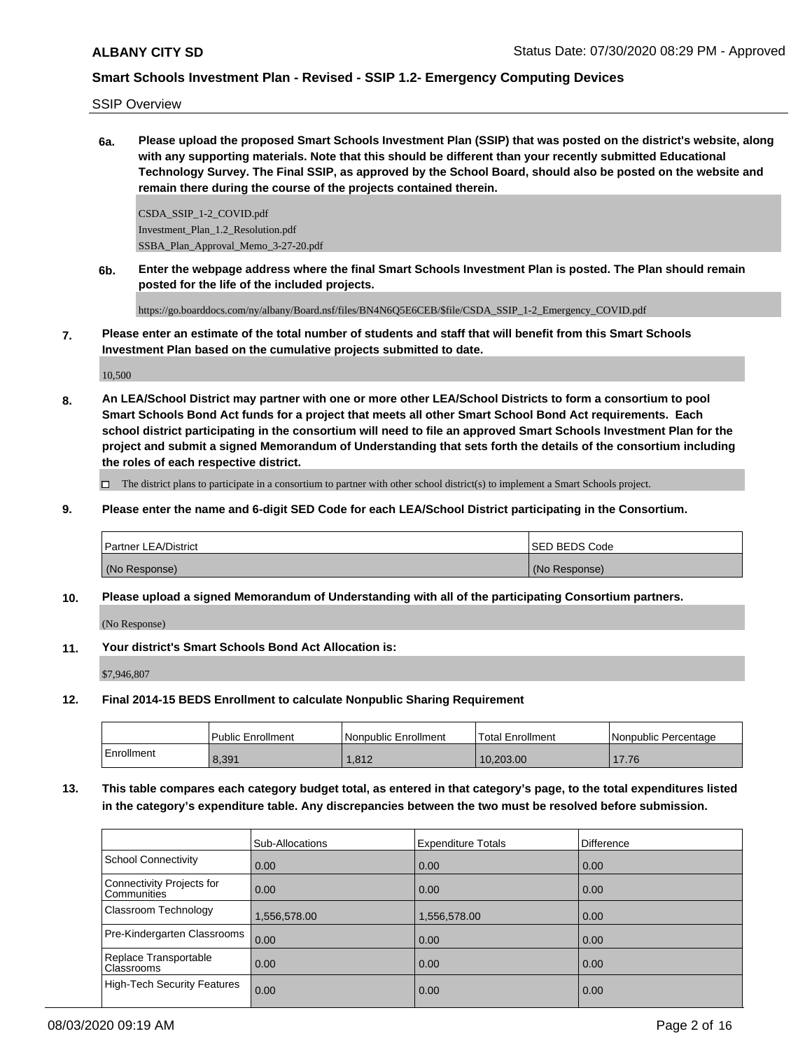SSIP Overview

**6a. Please upload the proposed Smart Schools Investment Plan (SSIP) that was posted on the district's website, along with any supporting materials. Note that this should be different than your recently submitted Educational Technology Survey. The Final SSIP, as approved by the School Board, should also be posted on the website and remain there during the course of the projects contained therein.**

CSDA_SSIP_1-2_COVID.pdf
Investment_Plan_1.2_Resolution.pdf
SSBA_Plan_Approval_Memo_3-27-20.pdf

**6b. Enter the webpage address where the final Smart Schools Investment Plan is posted. The Plan should remain posted for the life of the included projects.**

https://go.boarddocs.com/ny/albany/Board.nsf/files/BN4N6Q5E6CEB/$file/CSDA_SSIP_1-2_Emergency_COVID.pdf

**7. Please enter an estimate of the total number of students and staff that will benefit from this Smart Schools Investment Plan based on the cumulative projects submitted to date.**

10,500

**8. An LEA/School District may partner with one or more other LEA/School Districts to form a consortium to pool Smart Schools Bond Act funds for a project that meets all other Smart School Bond Act requirements. Each school district participating in the consortium will need to file an approved Smart Schools Investment Plan for the project and submit a signed Memorandum of Understanding that sets forth the details of the consortium including the roles of each respective district.**

☐ The district plans to participate in a consortium to partner with other school district(s) to implement a Smart Schools project.

**9. Please enter the name and 6-digit SED Code for each LEA/School District participating in the Consortium.**

| Partner LEA/District | SED BEDS Code |
|---|---|
| (No Response) | (No Response) |

**10. Please upload a signed Memorandum of Understanding with all of the participating Consortium partners.**

(No Response)

**11. Your district's Smart Schools Bond Act Allocation is:**

$7,946,807

**12. Final 2014-15 BEDS Enrollment to calculate Nonpublic Sharing Requirement**

| | Public Enrollment | Nonpublic Enrollment | Total Enrollment | Nonpublic Percentage |
|---|---|---|---|---|
| Enrollment | 8,391 | 1,812 | 10,203.00 | 17.76 |

**13. This table compares each category budget total, as entered in that category's page, to the total expenditures listed in the category's expenditure table. Any discrepancies between the two must be resolved before submission.**

| | Sub-Allocations | Expenditure Totals | Difference |
|---|---|---|---|
| School Connectivity | 0.00 | 0.00 | 0.00 |
| Connectivity Projects for Communities | 0.00 | 0.00 | 0.00 |
| Classroom Technology | 1,556,578.00 | 1,556,578.00 | 0.00 |
| Pre-Kindergarten Classrooms | 0.00 | 0.00 | 0.00 |
| Replace Transportable Classrooms | 0.00 | 0.00 | 0.00 |
| High-Tech Security Features | 0.00 | 0.00 | 0.00 |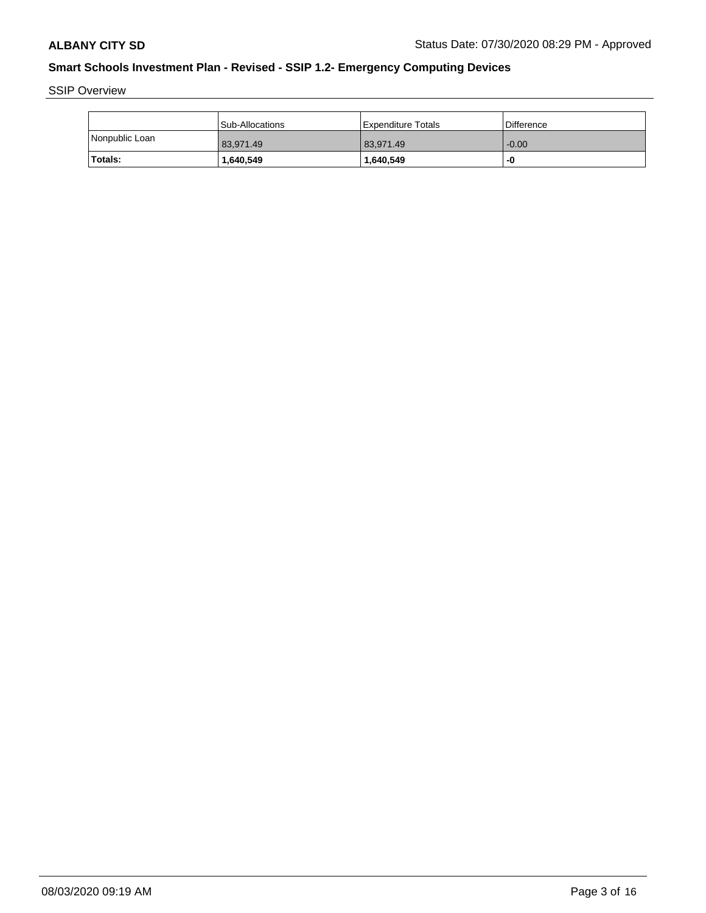## Smart Schools Investment Plan - Revised - SSIP 1.2- Emergency Computing Devices

SSIP Overview

| | Sub-Allocations | Expenditure Totals | Difference |
|---|---|---|---|
| Nonpublic Loan | 83,971.49 | 83,971.49 | -0.00 |
| **Totals:** | **1,640,549** | **1,640,549** | **-0** |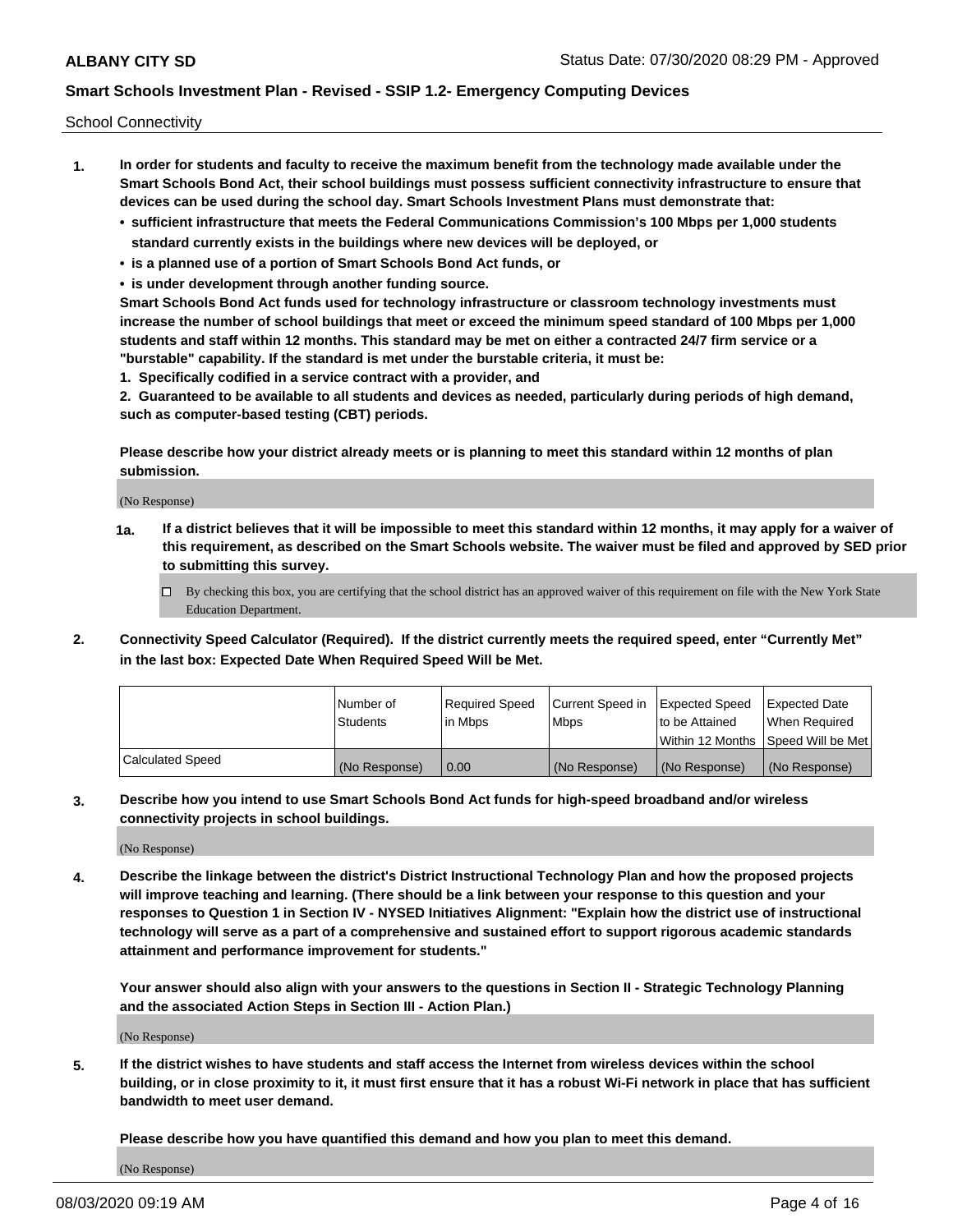School Connectivity

1. **In order for students and faculty to receive the maximum benefit from the technology made available under the Smart Schools Bond Act, their school buildings must possess sufficient connectivity infrastructure to ensure that devices can be used during the school day. Smart Schools Investment Plans must demonstrate that:**
   - **sufficient infrastructure that meets the Federal Communications Commission's 100 Mbps per 1,000 students standard currently exists in the buildings where new devices will be deployed, or**
   - **is a planned use of a portion of Smart Schools Bond Act funds, or**
   - **is under development through another funding source.**

   **Smart Schools Bond Act funds used for technology infrastructure or classroom technology investments must increase the number of school buildings that meet or exceed the minimum speed standard of 100 Mbps per 1,000 students and staff within 12 months. This standard may be met on either a contracted 24/7 firm service or a "burstable" capability. If the standard is met under the burstable criteria, it must be:**

   **1. Specifically codified in a service contract with a provider, and**

   **2. Guaranteed to be available to all students and devices as needed, particularly during periods of high demand, such as computer-based testing (CBT) periods.**

   **Please describe how your district already meets or is planning to meet this standard within 12 months of plan submission.**

   (No Response)

   **1a. If a district believes that it will be impossible to meet this standard within 12 months, it may apply for a waiver of this requirement, as described on the Smart Schools website. The waiver must be filed and approved by SED prior to submitting this survey.**

   ☐ By checking this box, you are certifying that the school district has an approved waiver of this requirement on file with the New York State Education Department.

2. **Connectivity Speed Calculator (Required). If the district currently meets the required speed, enter "Currently Met" in the last box: Expected Date When Required Speed Will be Met.**

|  | Number of Students | Required Speed in Mbps | Current Speed in Mbps | Expected Speed to be Attained Within 12 Months | Expected Date When Required Speed Will be Met |
|---|---|---|---|---|---|
| Calculated Speed | (No Response) | 0.00 | (No Response) | (No Response) | (No Response) |

3. **Describe how you intend to use Smart Schools Bond Act funds for high-speed broadband and/or wireless connectivity projects in school buildings.**

   (No Response)

4. **Describe the linkage between the district's District Instructional Technology Plan and how the proposed projects will improve teaching and learning. (There should be a link between your response to this question and your responses to Question 1 in Section IV - NYSED Initiatives Alignment: "Explain how the district use of instructional technology will serve as a part of a comprehensive and sustained effort to support rigorous academic standards attainment and performance improvement for students."**

   **Your answer should also align with your answers to the questions in Section II - Strategic Technology Planning and the associated Action Steps in Section III - Action Plan.)**

   (No Response)

5. **If the district wishes to have students and staff access the Internet from wireless devices within the school building, or in close proximity to it, it must first ensure that it has a robust Wi-Fi network in place that has sufficient bandwidth to meet user demand.**

   **Please describe how you have quantified this demand and how you plan to meet this demand.**

   (No Response)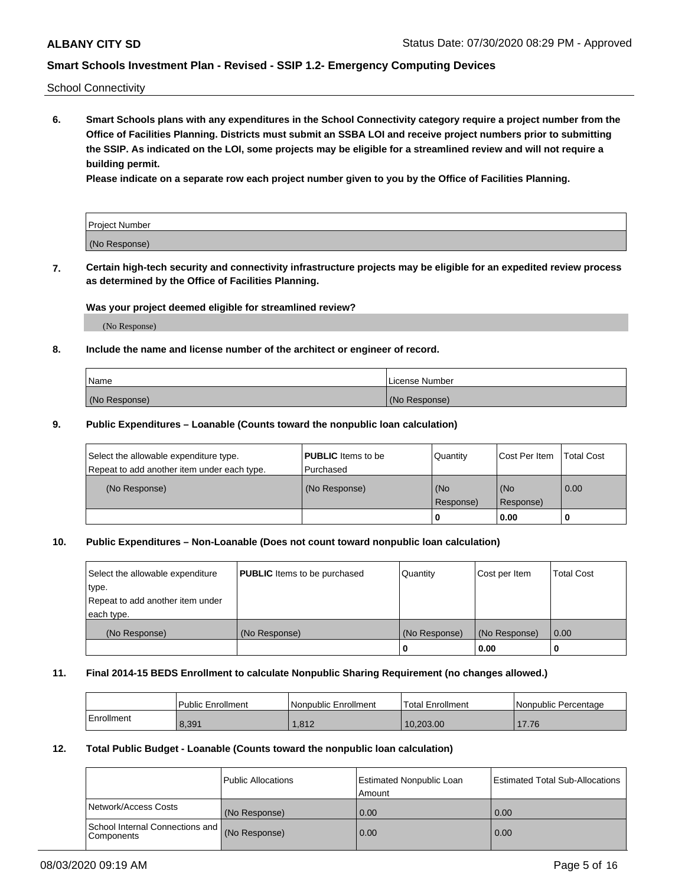School Connectivity

**6. Smart Schools plans with any expenditures in the School Connectivity category require a project number from the Office of Facilities Planning. Districts must submit an SSBA LOI and receive project numbers prior to submitting the SSIP. As indicated on the LOI, some projects may be eligible for a streamlined review and will not require a building permit.**

**Please indicate on a separate row each project number given to you by the Office of Facilities Planning.**

| Project Number |
| --- |
| (No Response) |

**7. Certain high-tech security and connectivity infrastructure projects may be eligible for an expedited review process as determined by the Office of Facilities Planning.**

**Was your project deemed eligible for streamlined review?**

(No Response)

**8. Include the name and license number of the architect or engineer of record.**

| Name | License Number |
| --- | --- |
| (No Response) | (No Response) |

**9. Public Expenditures – Loanable (Counts toward the nonpublic loan calculation)**

| Select the allowable expenditure type. Repeat to add another item under each type. | **PUBLIC** Items to be Purchased | Quantity | Cost Per Item | Total Cost |
| --- | --- | --- | --- | --- |
| (No Response) | (No Response) | (No Response) | (No Response) | 0.00 |
| | | 0 | 0.00 | 0 |

**10. Public Expenditures – Non-Loanable (Does not count toward nonpublic loan calculation)**

| Select the allowable expenditure type. Repeat to add another item under each type. | **PUBLIC** Items to be purchased | Quantity | Cost per Item | Total Cost |
| --- | --- | --- | --- | --- |
| (No Response) | (No Response) | (No Response) | (No Response) | 0.00 |
| | | 0 | 0.00 | 0 |

**11. Final 2014-15 BEDS Enrollment to calculate Nonpublic Sharing Requirement (no changes allowed.)**

| | Public Enrollment | Nonpublic Enrollment | Total Enrollment | Nonpublic Percentage |
| --- | --- | --- | --- | --- |
| Enrollment | 8,391 | 1,812 | 10,203.00 | 17.76 |

**12. Total Public Budget - Loanable (Counts toward the nonpublic loan calculation)**

| | Public Allocations | Estimated Nonpublic Loan Amount | Estimated Total Sub-Allocations |
| --- | --- | --- | --- |
| Network/Access Costs | (No Response) | 0.00 | 0.00 |
| School Internal Connections and Components | (No Response) | 0.00 | 0.00 |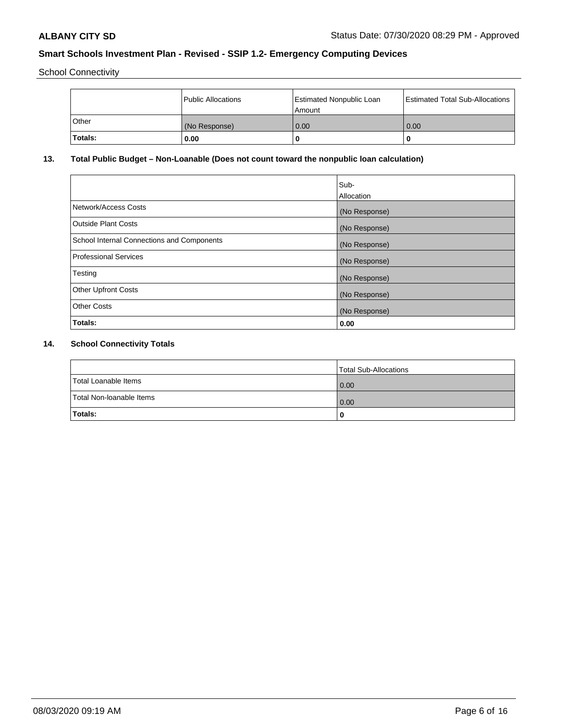School Connectivity

| | Public Allocations | Estimated Nonpublic Loan Amount | Estimated Total Sub-Allocations |
|---|---|---|---|
| Other | (No Response) | 0.00 | 0.00 |
| **Totals:** | **0.00** | **0** | **0** |

## 13. Total Public Budget – Non-Loanable (Does not count toward the nonpublic loan calculation)

| | Sub-Allocation |
|---|---|
| Network/Access Costs | (No Response) |
| Outside Plant Costs | (No Response) |
| School Internal Connections and Components | (No Response) |
| Professional Services | (No Response) |
| Testing | (No Response) |
| Other Upfront Costs | (No Response) |
| Other Costs | (No Response) |
| **Totals:** | **0.00** |

## 14. School Connectivity Totals

| | Total Sub-Allocations |
|---|---|
| Total Loanable Items | 0.00 |
| Total Non-loanable Items | 0.00 |
| **Totals:** | **0** |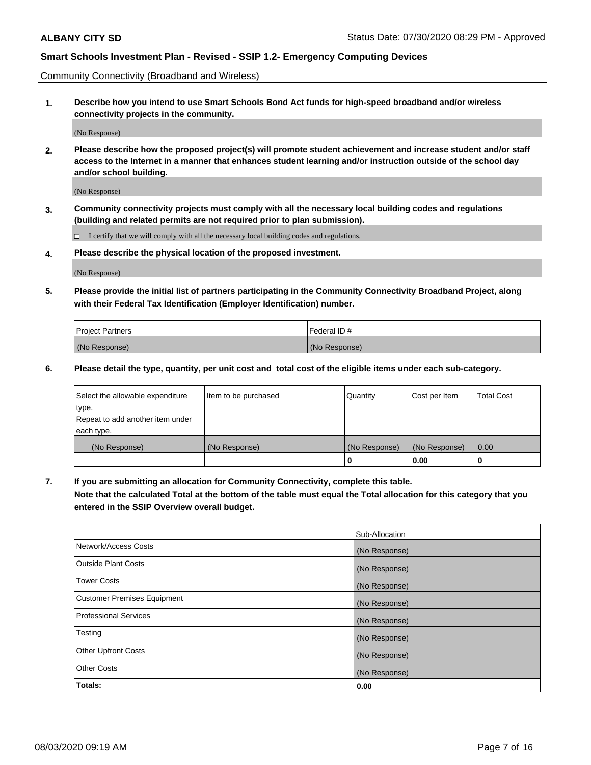Community Connectivity (Broadband and Wireless)

**1. Describe how you intend to use Smart Schools Bond Act funds for high-speed broadband and/or wireless connectivity projects in the community.**

(No Response)

**2. Please describe how the proposed project(s) will promote student achievement and increase student and/or staff access to the Internet in a manner that enhances student learning and/or instruction outside of the school day and/or school building.**

(No Response)

**3. Community connectivity projects must comply with all the necessary local building codes and regulations (building and related permits are not required prior to plan submission).**

☐ I certify that we will comply with all the necessary local building codes and regulations.

**4. Please describe the physical location of the proposed investment.**

(No Response)

**5. Please provide the initial list of partners participating in the Community Connectivity Broadband Project, along with their Federal Tax Identification (Employer Identification) number.**

| Project Partners | Federal ID # |
|---|---|
| (No Response) | (No Response) |

**6. Please detail the type, quantity, per unit cost and total cost of the eligible items under each sub-category.**

| Select the allowable expenditure type. Repeat to add another item under each type. | Item to be purchased | Quantity | Cost per Item | Total Cost |
|---|---|---|---|---|
| (No Response) | (No Response) | (No Response) | (No Response) | 0.00 |
| | | 0 | 0.00 | 0 |

**7. If you are submitting an allocation for Community Connectivity, complete this table. Note that the calculated Total at the bottom of the table must equal the Total allocation for this category that you entered in the SSIP Overview overall budget.**

| | Sub-Allocation |
|---|---|
| Network/Access Costs | (No Response) |
| Outside Plant Costs | (No Response) |
| Tower Costs | (No Response) |
| Customer Premises Equipment | (No Response) |
| Professional Services | (No Response) |
| Testing | (No Response) |
| Other Upfront Costs | (No Response) |
| Other Costs | (No Response) |
| **Totals:** | **0.00** |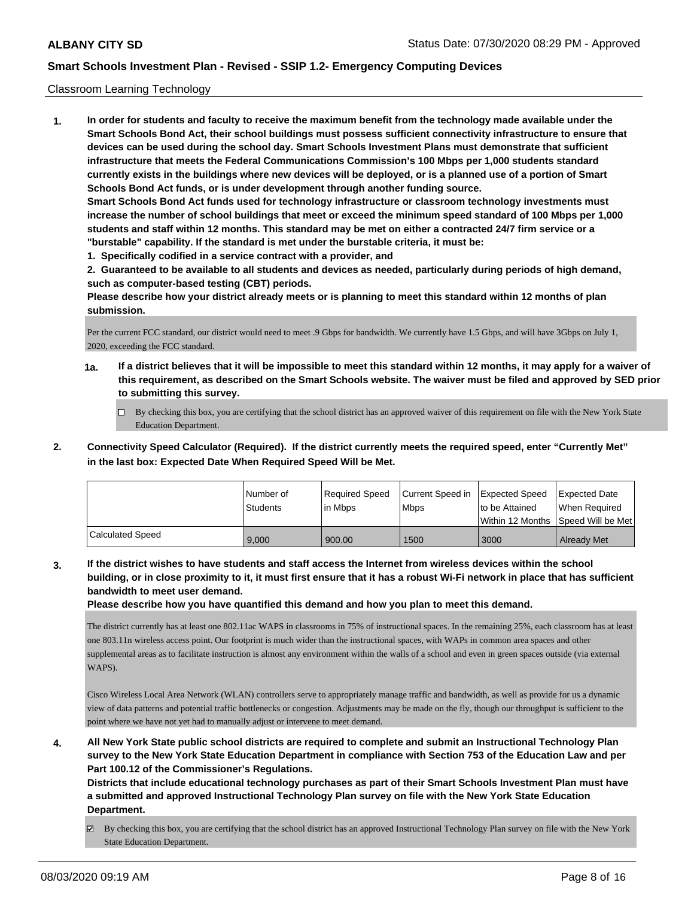Classroom Learning Technology

**1. In order for students and faculty to receive the maximum benefit from the technology made available under the Smart Schools Bond Act, their school buildings must possess sufficient connectivity infrastructure to ensure that devices can be used during the school day. Smart Schools Investment Plans must demonstrate that sufficient infrastructure that meets the Federal Communications Commission's 100 Mbps per 1,000 students standard currently exists in the buildings where new devices will be deployed, or is a planned use of a portion of Smart Schools Bond Act funds, or is under development through another funding source.**

**Smart Schools Bond Act funds used for technology infrastructure or classroom technology investments must increase the number of school buildings that meet or exceed the minimum speed standard of 100 Mbps per 1,000 students and staff within 12 months. This standard may be met on either a contracted 24/7 firm service or a "burstable" capability. If the standard is met under the burstable criteria, it must be:**

**1. Specifically codified in a service contract with a provider, and**

**2. Guaranteed to be available to all students and devices as needed, particularly during periods of high demand, such as computer-based testing (CBT) periods.**

**Please describe how your district already meets or is planning to meet this standard within 12 months of plan submission.**

Per the current FCC standard, our district would need to meet .9 Gbps for bandwidth. We currently have 1.5 Gbps, and will have 3Gbps on July 1, 2020, exceeding the FCC standard.

**1a. If a district believes that it will be impossible to meet this standard within 12 months, it may apply for a waiver of this requirement, as described on the Smart Schools website. The waiver must be filed and approved by SED prior to submitting this survey.**

☐ By checking this box, you are certifying that the school district has an approved waiver of this requirement on file with the New York State Education Department.

**2. Connectivity Speed Calculator (Required). If the district currently meets the required speed, enter "Currently Met" in the last box: Expected Date When Required Speed Will be Met.**

| | Number of Students | Required Speed in Mbps | Current Speed in Mbps | Expected Speed to be Attained Within 12 Months | Expected Date When Required Speed Will be Met |
|---|---|---|---|---|---|
| Calculated Speed | 9,000 | 900.00 | 1500 | 3000 | Already Met |

**3. If the district wishes to have students and staff access the Internet from wireless devices within the school building, or in close proximity to it, it must first ensure that it has a robust Wi-Fi network in place that has sufficient bandwidth to meet user demand.**

**Please describe how you have quantified this demand and how you plan to meet this demand.**

The district currently has at least one 802.11ac WAPS in classrooms in 75% of instructional spaces. In the remaining 25%, each classroom has at least one 803.11n wireless access point. Our footprint is much wider than the instructional spaces, with WAPs in common area spaces and other supplemental areas as to facilitate instruction is almost any environment within the walls of a school and even in green spaces outside (via external WAPS).

Cisco Wireless Local Area Network (WLAN) controllers serve to appropriately manage traffic and bandwidth, as well as provide for us a dynamic view of data patterns and potential traffic bottlenecks or congestion. Adjustments may be made on the fly, though our throughput is sufficient to the point where we have not yet had to manually adjust or intervene to meet demand.

**4. All New York State public school districts are required to complete and submit an Instructional Technology Plan survey to the New York State Education Department in compliance with Section 753 of the Education Law and per Part 100.12 of the Commissioner's Regulations.**

**Districts that include educational technology purchases as part of their Smart Schools Investment Plan must have a submitted and approved Instructional Technology Plan survey on file with the New York State Education Department.**

☑ By checking this box, you are certifying that the school district has an approved Instructional Technology Plan survey on file with the New York State Education Department.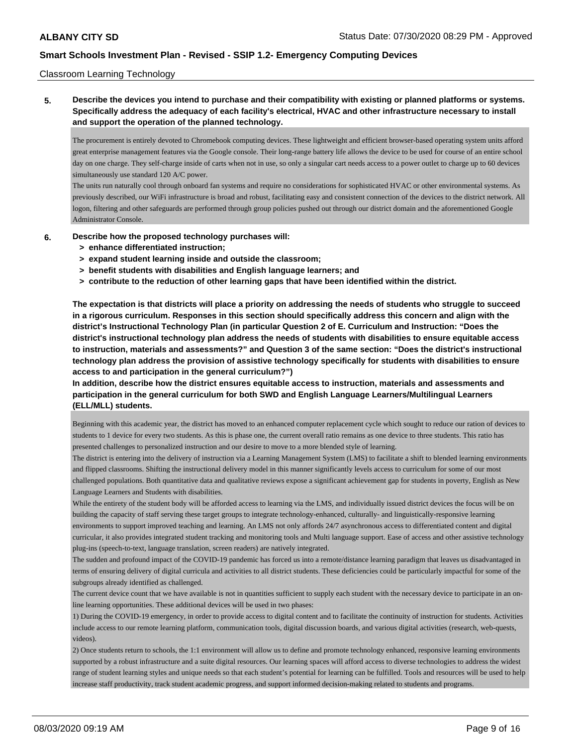Classroom Learning Technology

**5. Describe the devices you intend to purchase and their compatibility with existing or planned platforms or systems. Specifically address the adequacy of each facility's electrical, HVAC and other infrastructure necessary to install and support the operation of the planned technology.**

The procurement is entirely devoted to Chromebook computing devices. These lightweight and efficient browser-based operating system units afford great enterprise management features via the Google console. Their long-range battery life allows the device to be used for course of an entire school day on one charge. They self-charge inside of carts when not in use, so only a singular cart needs access to a power outlet to charge up to 60 devices simultaneously use standard 120 A/C power.

The units run naturally cool through onboard fan systems and require no considerations for sophisticated HVAC or other environmental systems. As previously described, our WiFi infrastructure is broad and robust, facilitating easy and consistent connection of the devices to the district network. All logon, filtering and other safeguards are performed through group policies pushed out through our district domain and the aforementioned Google Administrator Console.

**6. Describe how the proposed technology purchases will:**

- **> enhance differentiated instruction;**
- **> expand student learning inside and outside the classroom;**
- **> benefit students with disabilities and English language learners; and**
- **> contribute to the reduction of other learning gaps that have been identified within the district.**

**The expectation is that districts will place a priority on addressing the needs of students who struggle to succeed in a rigorous curriculum. Responses in this section should specifically address this concern and align with the district's Instructional Technology Plan (in particular Question 2 of E. Curriculum and Instruction: "Does the district's instructional technology plan address the needs of students with disabilities to ensure equitable access to instruction, materials and assessments?" and Question 3 of the same section: "Does the district's instructional technology plan address the provision of assistive technology specifically for students with disabilities to ensure access to and participation in the general curriculum?")**

**In addition, describe how the district ensures equitable access to instruction, materials and assessments and participation in the general curriculum for both SWD and English Language Learners/Multilingual Learners (ELL/MLL) students.**

Beginning with this academic year, the district has moved to an enhanced computer replacement cycle which sought to reduce our ration of devices to students to 1 device for every two students. As this is phase one, the current overall ratio remains as one device to three students. This ratio has presented challenges to personalized instruction and our desire to move to a more blended style of learning.

The district is entering into the delivery of instruction via a Learning Management System (LMS) to facilitate a shift to blended learning environments and flipped classrooms. Shifting the instructional delivery model in this manner significantly levels access to curriculum for some of our most challenged populations. Both quantitative data and qualitative reviews expose a significant achievement gap for students in poverty, English as New Language Learners and Students with disabilities.

While the entirety of the student body will be afforded access to learning via the LMS, and individually issued district devices the focus will be on building the capacity of staff serving these target groups to integrate technology-enhanced, culturally- and linguistically-responsive learning environments to support improved teaching and learning. An LMS not only affords 24/7 asynchronous access to differentiated content and digital curricular, it also provides integrated student tracking and monitoring tools and Multi language support. Ease of access and other assistive technology plug-ins (speech-to-text, language translation, screen readers) are natively integrated.

The sudden and profound impact of the COVID-19 pandemic has forced us into a remote/distance learning paradigm that leaves us disadvantaged in terms of ensuring delivery of digital curricula and activities to all district students. These deficiencies could be particularly impactful for some of the subgroups already identified as challenged.

The current device count that we have available is not in quantities sufficient to supply each student with the necessary device to participate in an on-line learning opportunities. These additional devices will be used in two phases:

1) During the COVID-19 emergency, in order to provide access to digital content and to facilitate the continuity of instruction for students. Activities include access to our remote learning platform, communication tools, digital discussion boards, and various digital activities (research, web-quests, videos).

2) Once students return to schools, the 1:1 environment will allow us to define and promote technology enhanced, responsive learning environments supported by a robust infrastructure and a suite digital resources. Our learning spaces will afford access to diverse technologies to address the widest range of student learning styles and unique needs so that each student's potential for learning can be fulfilled. Tools and resources will be used to help increase staff productivity, track student academic progress, and support informed decision-making related to students and programs.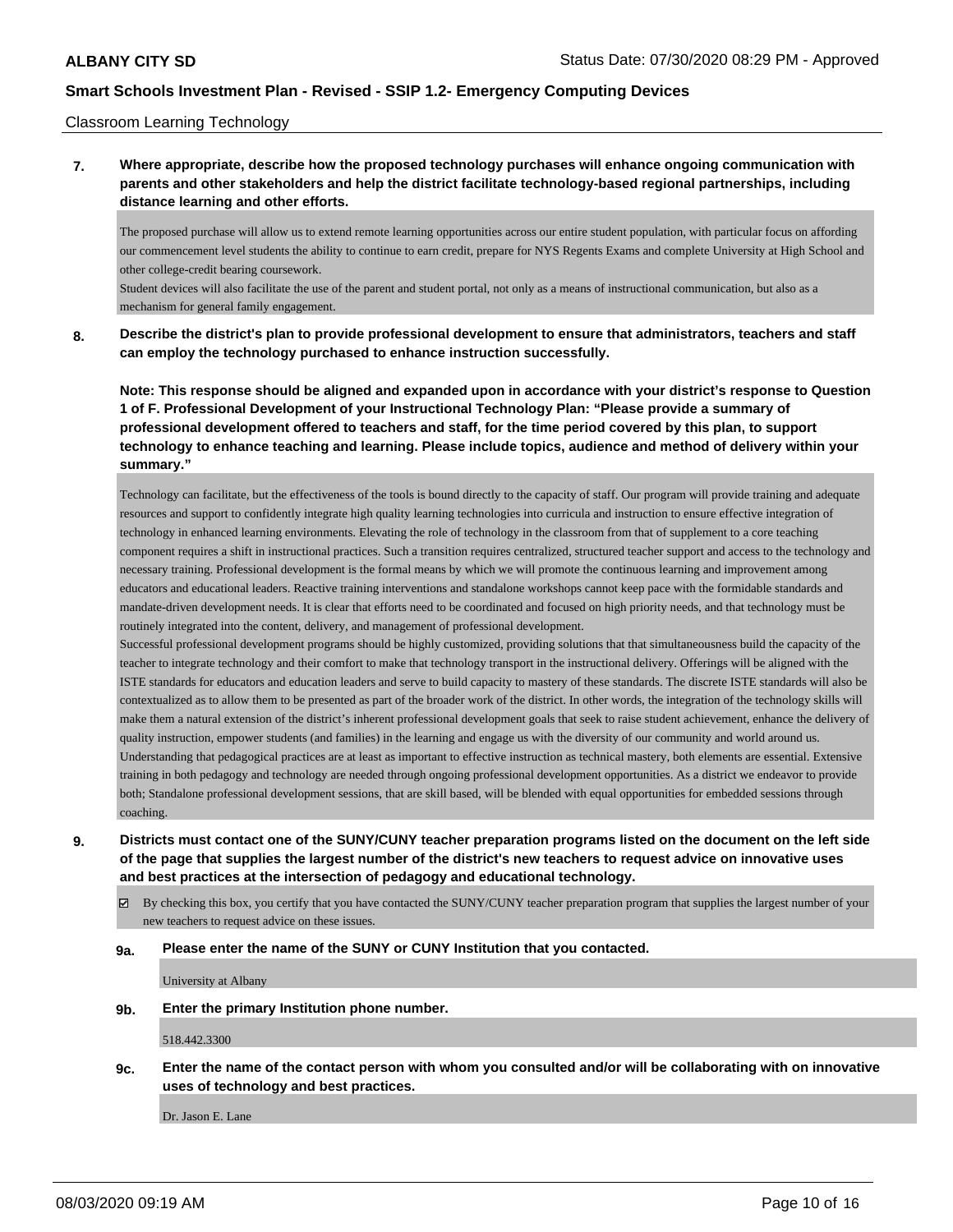Classroom Learning Technology

**7. Where appropriate, describe how the proposed technology purchases will enhance ongoing communication with parents and other stakeholders and help the district facilitate technology-based regional partnerships, including distance learning and other efforts.**

The proposed purchase will allow us to extend remote learning opportunities across our entire student population, with particular focus on affording our commencement level students the ability to continue to earn credit, prepare for NYS Regents Exams and complete University at High School and other college-credit bearing coursework.
Student devices will also facilitate the use of the parent and student portal, not only as a means of instructional communication, but also as a mechanism for general family engagement.

**8. Describe the district's plan to provide professional development to ensure that administrators, teachers and staff can employ the technology purchased to enhance instruction successfully.**

**Note: This response should be aligned and expanded upon in accordance with your district's response to Question 1 of F. Professional Development of your Instructional Technology Plan: "Please provide a summary of professional development offered to teachers and staff, for the time period covered by this plan, to support technology to enhance teaching and learning. Please include topics, audience and method of delivery within your summary."**

Technology can facilitate, but the effectiveness of the tools is bound directly to the capacity of staff. Our program will provide training and adequate resources and support to confidently integrate high quality learning technologies into curricula and instruction to ensure effective integration of technology in enhanced learning environments. Elevating the role of technology in the classroom from that of supplement to a core teaching component requires a shift in instructional practices. Such a transition requires centralized, structured teacher support and access to the technology and necessary training. Professional development is the formal means by which we will promote the continuous learning and improvement among educators and educational leaders. Reactive training interventions and standalone workshops cannot keep pace with the formidable standards and mandate-driven development needs. It is clear that efforts need to be coordinated and focused on high priority needs, and that technology must be routinely integrated into the content, delivery, and management of professional development.
Successful professional development programs should be highly customized, providing solutions that that simultaneousness build the capacity of the teacher to integrate technology and their comfort to make that technology transport in the instructional delivery. Offerings will be aligned with the ISTE standards for educators and education leaders and serve to build capacity to mastery of these standards. The discrete ISTE standards will also be contextualized as to allow them to be presented as part of the broader work of the district. In other words, the integration of the technology skills will make them a natural extension of the district's inherent professional development goals that seek to raise student achievement, enhance the delivery of quality instruction, empower students (and families) in the learning and engage us with the diversity of our community and world around us.
Understanding that pedagogical practices are at least as important to effective instruction as technical mastery, both elements are essential. Extensive training in both pedagogy and technology are needed through ongoing professional development opportunities. As a district we endeavor to provide both; Standalone professional development sessions, that are skill based, will be blended with equal opportunities for embedded sessions through coaching.

**9. Districts must contact one of the SUNY/CUNY teacher preparation programs listed on the document on the left side of the page that supplies the largest number of the district's new teachers to request advice on innovative uses and best practices at the intersection of pedagogy and educational technology.**

☑ By checking this box, you certify that you have contacted the SUNY/CUNY teacher preparation program that supplies the largest number of your new teachers to request advice on these issues.

**9a. Please enter the name of the SUNY or CUNY Institution that you contacted.**

University at Albany

**9b. Enter the primary Institution phone number.**

518.442.3300

**9c. Enter the name of the contact person with whom you consulted and/or will be collaborating with on innovative uses of technology and best practices.**

Dr. Jason E. Lane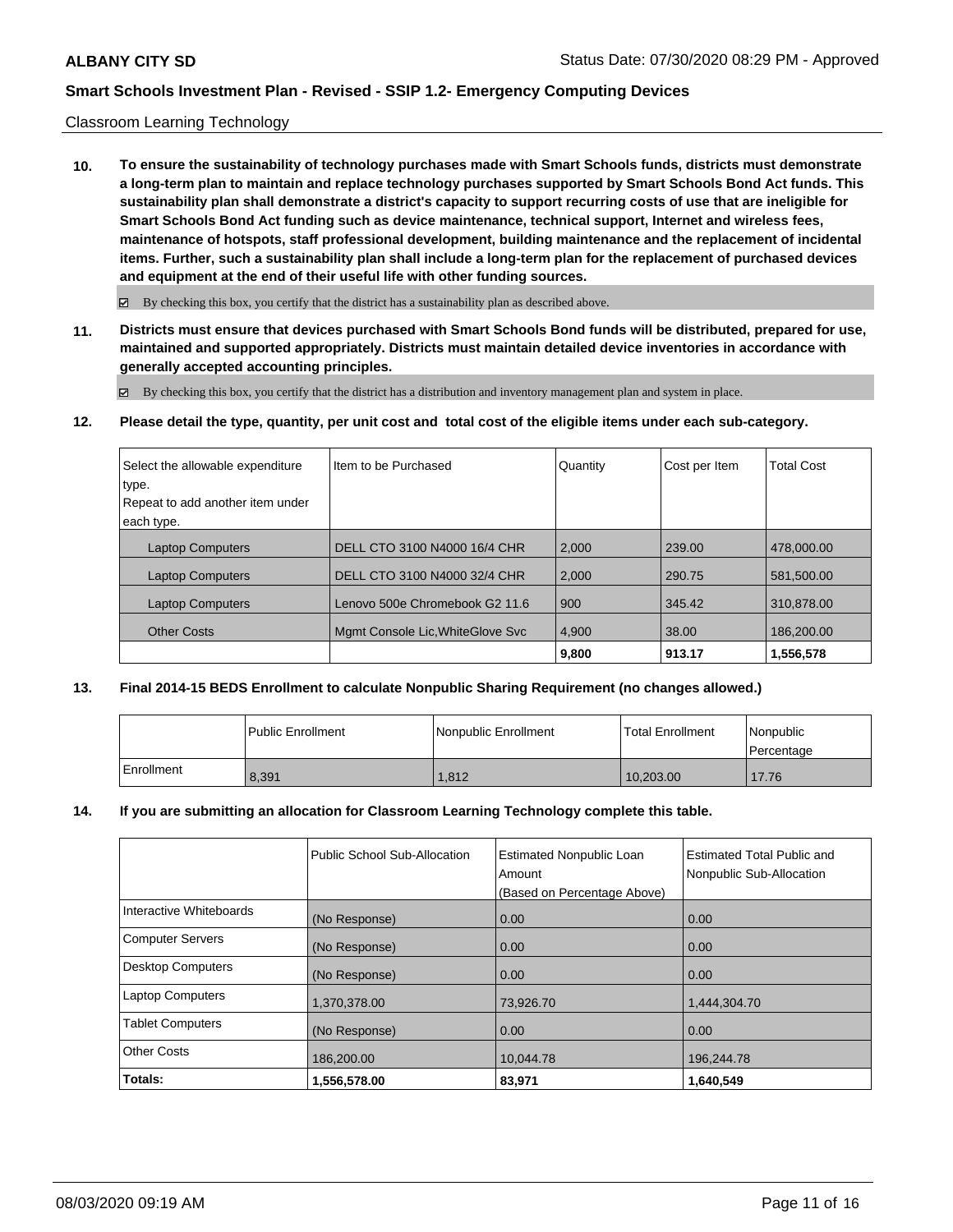Classroom Learning Technology

**10. To ensure the sustainability of technology purchases made with Smart Schools funds, districts must demonstrate a long-term plan to maintain and replace technology purchases supported by Smart Schools Bond Act funds. This sustainability plan shall demonstrate a district's capacity to support recurring costs of use that are ineligible for Smart Schools Bond Act funding such as device maintenance, technical support, Internet and wireless fees, maintenance of hotspots, staff professional development, building maintenance and the replacement of incidental items. Further, such a sustainability plan shall include a long-term plan for the replacement of purchased devices and equipment at the end of their useful life with other funding sources.**

☑ By checking this box, you certify that the district has a sustainability plan as described above.

**11. Districts must ensure that devices purchased with Smart Schools Bond funds will be distributed, prepared for use, maintained and supported appropriately. Districts must maintain detailed device inventories in accordance with generally accepted accounting principles.**

☑ By checking this box, you certify that the district has a distribution and inventory management plan and system in place.

**12. Please detail the type, quantity, per unit cost and total cost of the eligible items under each sub-category.**

| Select the allowable expenditure type. Repeat to add another item under each type. | Item to be Purchased | Quantity | Cost per Item | Total Cost |
|---|---|---|---|---|
| Laptop Computers | DELL CTO 3100 N4000 16/4 CHR | 2,000 | 239.00 | 478,000.00 |
| Laptop Computers | DELL CTO 3100 N4000 32/4 CHR | 2,000 | 290.75 | 581,500.00 |
| Laptop Computers | Lenovo 500e Chromebook G2 11.6 | 900 | 345.42 | 310,878.00 |
| Other Costs | Mgmt Console Lic,WhiteGlove Svc | 4,900 | 38.00 | 186,200.00 |
| | | **9,800** | **913.17** | **1,556,578** |

**13. Final 2014-15 BEDS Enrollment to calculate Nonpublic Sharing Requirement (no changes allowed.)**

| | Public Enrollment | Nonpublic Enrollment | Total Enrollment | Nonpublic Percentage |
|---|---|---|---|---|
| Enrollment | 8,391 | 1,812 | 10,203.00 | 17.76 |

**14. If you are submitting an allocation for Classroom Learning Technology complete this table.**

| | Public School Sub-Allocation | Estimated Nonpublic Loan Amount (Based on Percentage Above) | Estimated Total Public and Nonpublic Sub-Allocation |
|---|---|---|---|
| Interactive Whiteboards | (No Response) | 0.00 | 0.00 |
| Computer Servers | (No Response) | 0.00 | 0.00 |
| Desktop Computers | (No Response) | 0.00 | 0.00 |
| Laptop Computers | 1,370,378.00 | 73,926.70 | 1,444,304.70 |
| Tablet Computers | (No Response) | 0.00 | 0.00 |
| Other Costs | 186,200.00 | 10,044.78 | 196,244.78 |
| **Totals:** | **1,556,578.00** | **83,971** | **1,640,549** |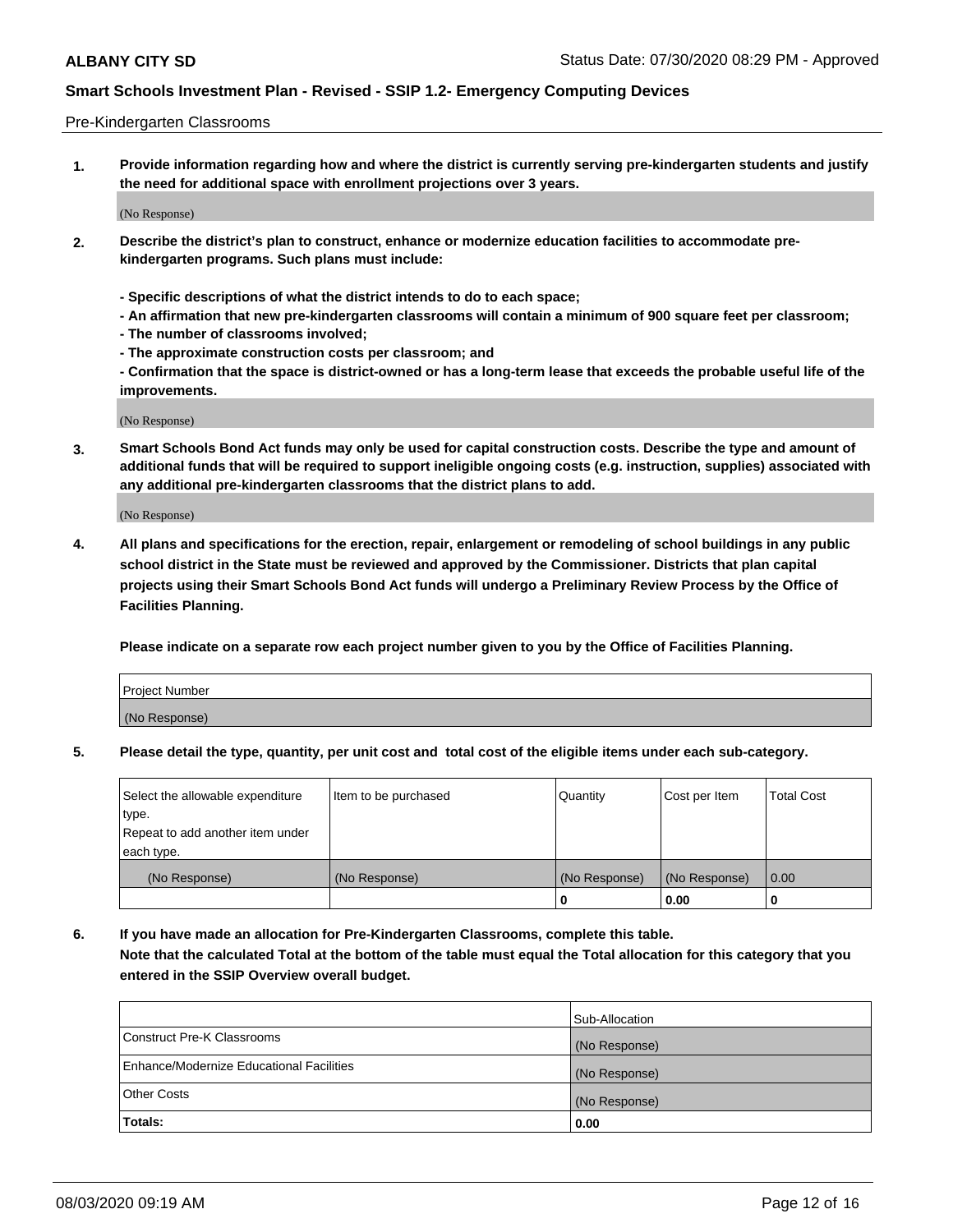Pre-Kindergarten Classrooms

**1. Provide information regarding how and where the district is currently serving pre-kindergarten students and justify the need for additional space with enrollment projections over 3 years.**

(No Response)

**2. Describe the district's plan to construct, enhance or modernize education facilities to accommodate pre-kindergarten programs. Such plans must include:**

**- Specific descriptions of what the district intends to do to each space;**
**- An affirmation that new pre-kindergarten classrooms will contain a minimum of 900 square feet per classroom;**
**- The number of classrooms involved;**
**- The approximate construction costs per classroom; and**
**- Confirmation that the space is district-owned or has a long-term lease that exceeds the probable useful life of the improvements.**

(No Response)

**3. Smart Schools Bond Act funds may only be used for capital construction costs. Describe the type and amount of additional funds that will be required to support ineligible ongoing costs (e.g. instruction, supplies) associated with any additional pre-kindergarten classrooms that the district plans to add.**

(No Response)

**4. All plans and specifications for the erection, repair, enlargement or remodeling of school buildings in any public school district in the State must be reviewed and approved by the Commissioner. Districts that plan capital projects using their Smart Schools Bond Act funds will undergo a Preliminary Review Process by the Office of Facilities Planning.**

**Please indicate on a separate row each project number given to you by the Office of Facilities Planning.**

| Project Number |
|---|
| (No Response) |

**5. Please detail the type, quantity, per unit cost and total cost of the eligible items under each sub-category.**

| Select the allowable expenditure type. Repeat to add another item under each type. | Item to be purchased | Quantity | Cost per Item | Total Cost |
|---|---|---|---|---|
| (No Response) | (No Response) | (No Response) | (No Response) | 0.00 |
| | | 0 | 0.00 | 0 |

**6. If you have made an allocation for Pre-Kindergarten Classrooms, complete this table.**
**Note that the calculated Total at the bottom of the table must equal the Total allocation for this category that you entered in the SSIP Overview overall budget.**

| | Sub-Allocation |
|---|---|
| Construct Pre-K Classrooms | (No Response) |
| Enhance/Modernize Educational Facilities | (No Response) |
| Other Costs | (No Response) |
| **Totals:** | **0.00** |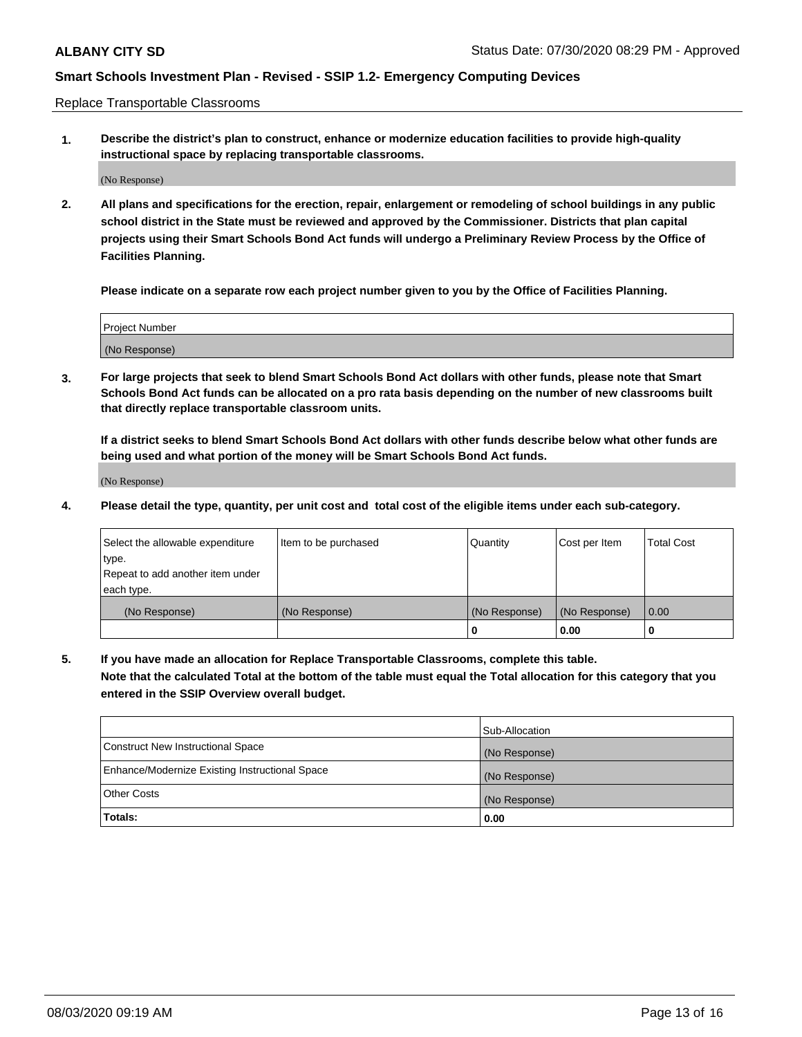Replace Transportable Classrooms

1. **Describe the district's plan to construct, enhance or modernize education facilities to provide high-quality instructional space by replacing transportable classrooms.**

(No Response)

2. **All plans and specifications for the erection, repair, enlargement or remodeling of school buildings in any public school district in the State must be reviewed and approved by the Commissioner. Districts that plan capital projects using their Smart Schools Bond Act funds will undergo a Preliminary Review Process by the Office of Facilities Planning.**

   **Please indicate on a separate row each project number given to you by the Office of Facilities Planning.**

| Project Number |
|---|
| (No Response) |

3. **For large projects that seek to blend Smart Schools Bond Act dollars with other funds, please note that Smart Schools Bond Act funds can be allocated on a pro rata basis depending on the number of new classrooms built that directly replace transportable classroom units.**

   **If a district seeks to blend Smart Schools Bond Act dollars with other funds describe below what other funds are being used and what portion of the money will be Smart Schools Bond Act funds.**

(No Response)

4. **Please detail the type, quantity, per unit cost and total cost of the eligible items under each sub-category.**

| Select the allowable expenditure type. Repeat to add another item under each type. | Item to be purchased | Quantity | Cost per Item | Total Cost |
|---|---|---|---|---|
| (No Response) | (No Response) | (No Response) | (No Response) | 0.00 |
| | | 0 | 0.00 | 0 |

5. **If you have made an allocation for Replace Transportable Classrooms, complete this table. Note that the calculated Total at the bottom of the table must equal the Total allocation for this category that you entered in the SSIP Overview overall budget.**

| | Sub-Allocation |
|---|---|
| Construct New Instructional Space | (No Response) |
| Enhance/Modernize Existing Instructional Space | (No Response) |
| Other Costs | (No Response) |
| **Totals:** | **0.00** |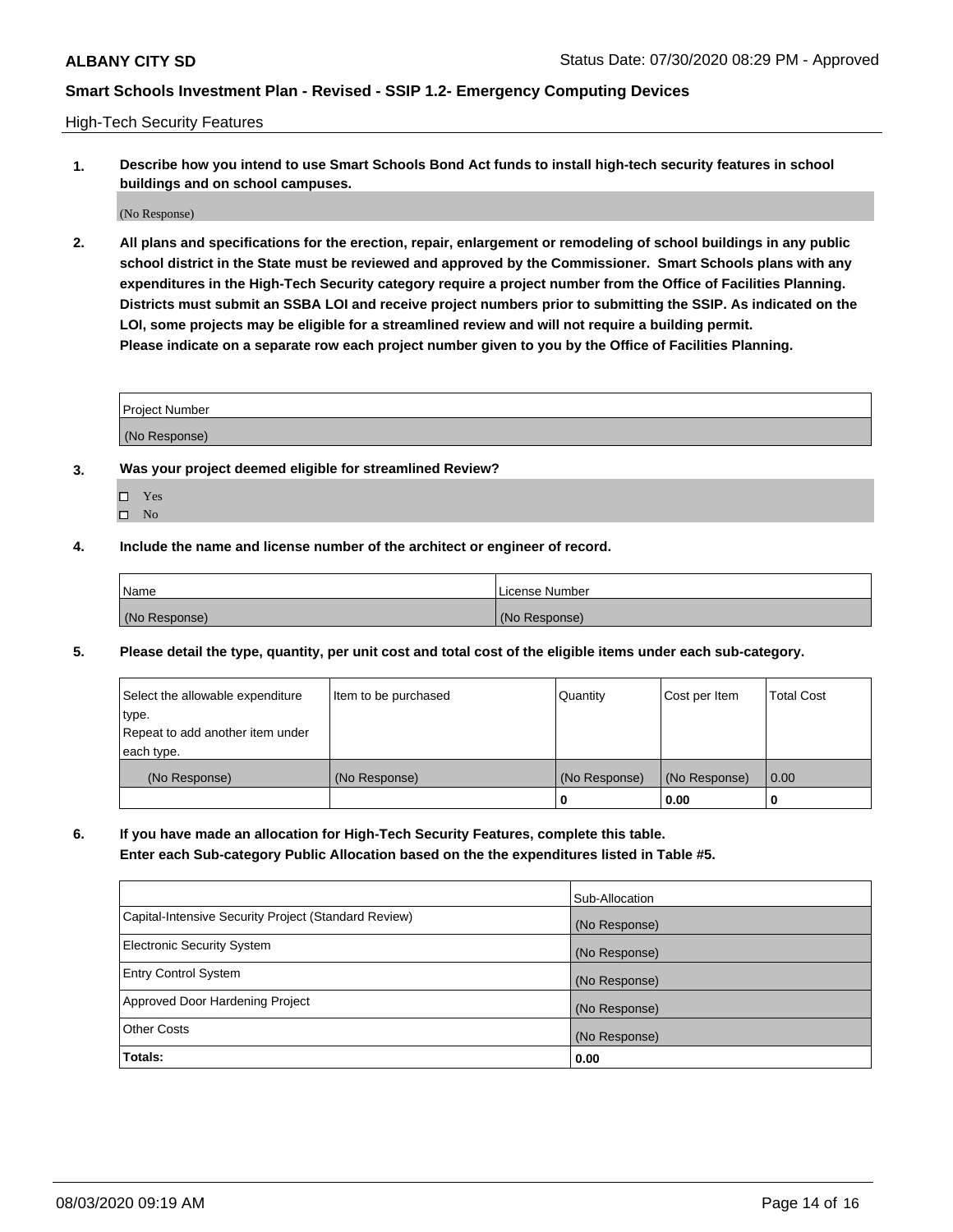High-Tech Security Features

**1. Describe how you intend to use Smart Schools Bond Act funds to install high-tech security features in school buildings and on school campuses.**

(No Response)

**2. All plans and specifications for the erection, repair, enlargement or remodeling of school buildings in any public school district in the State must be reviewed and approved by the Commissioner. Smart Schools plans with any expenditures in the High-Tech Security category require a project number from the Office of Facilities Planning. Districts must submit an SSBA LOI and receive project numbers prior to submitting the SSIP. As indicated on the LOI, some projects may be eligible for a streamlined review and will not require a building permit.**
**Please indicate on a separate row each project number given to you by the Office of Facilities Planning.**

| Project Number |
|---|
| (No Response) |

**3. Was your project deemed eligible for streamlined Review?**

- ☐ Yes
- ☐ No

**4. Include the name and license number of the architect or engineer of record.**

| Name | License Number |
|---|---|
| (No Response) | (No Response) |

**5. Please detail the type, quantity, per unit cost and total cost of the eligible items under each sub-category.**

| Select the allowable expenditure type. Repeat to add another item under each type. | Item to be purchased | Quantity | Cost per Item | Total Cost |
|---|---|---|---|---|
| (No Response) | (No Response) | (No Response) | (No Response) | 0.00 |
| | | 0 | 0.00 | 0 |

**6. If you have made an allocation for High-Tech Security Features, complete this table.**
**Enter each Sub-category Public Allocation based on the the expenditures listed in Table #5.**

| | Sub-Allocation |
|---|---|
| Capital-Intensive Security Project (Standard Review) | (No Response) |
| Electronic Security System | (No Response) |
| Entry Control System | (No Response) |
| Approved Door Hardening Project | (No Response) |
| Other Costs | (No Response) |
| **Totals:** | **0.00** |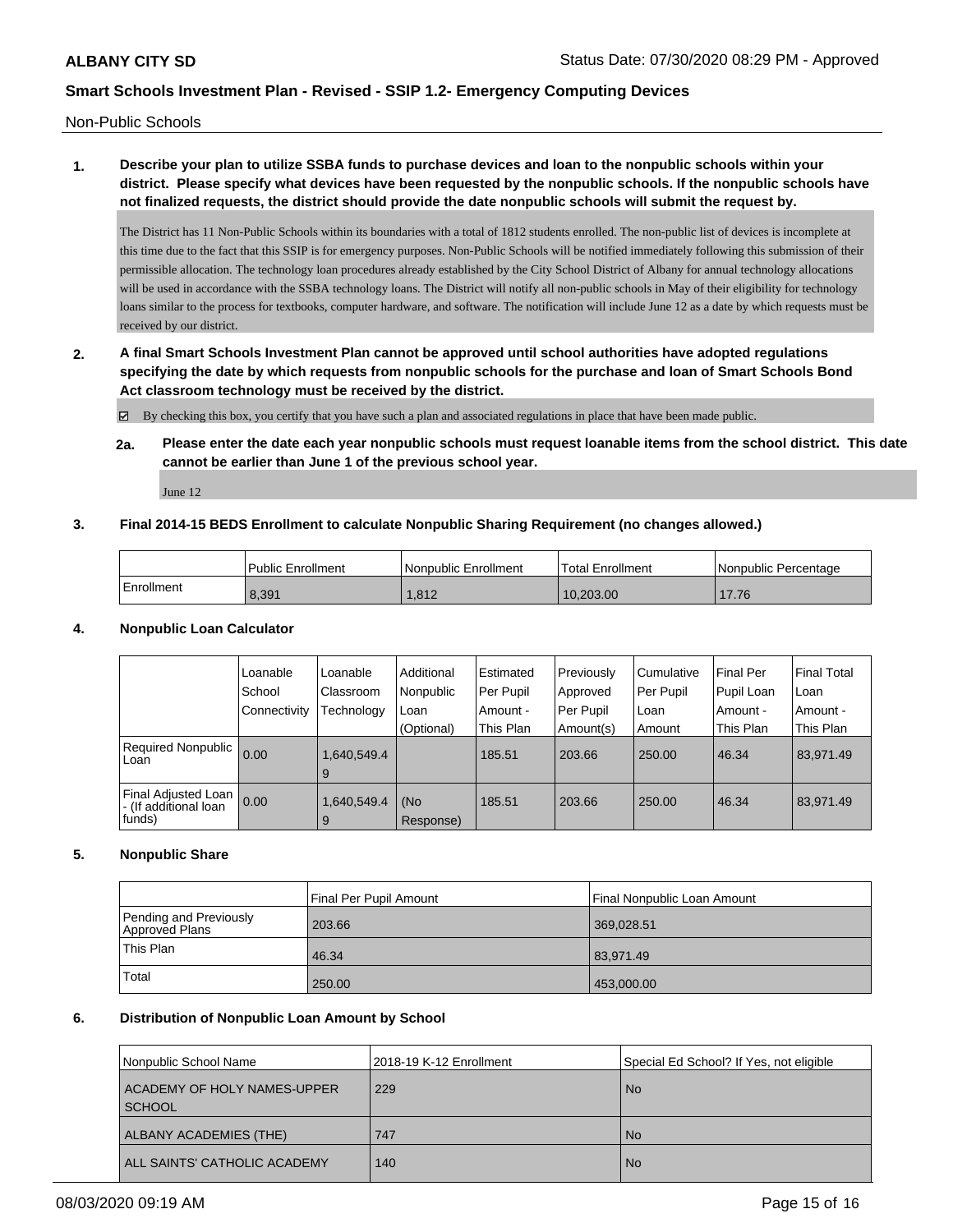Non-Public Schools

**1. Describe your plan to utilize SSBA funds to purchase devices and loan to the nonpublic schools within your district. Please specify what devices have been requested by the nonpublic schools. If the nonpublic schools have not finalized requests, the district should provide the date nonpublic schools will submit the request by.**

The District has 11 Non-Public Schools within its boundaries with a total of 1812 students enrolled. The non-public list of devices is incomplete at this time due to the fact that this SSIP is for emergency purposes. Non-Public Schools will be notified immediately following this submission of their permissible allocation. The technology loan procedures already established by the City School District of Albany for annual technology allocations will be used in accordance with the SSBA technology loans. The District will notify all non-public schools in May of their eligibility for technology loans similar to the process for textbooks, computer hardware, and software. The notification will include June 12 as a date by which requests must be received by our district.

**2. A final Smart Schools Investment Plan cannot be approved until school authorities have adopted regulations specifying the date by which requests from nonpublic schools for the purchase and loan of Smart Schools Bond Act classroom technology must be received by the district.**

☑ By checking this box, you certify that you have such a plan and associated regulations in place that have been made public.

**2a. Please enter the date each year nonpublic schools must request loanable items from the school district. This date cannot be earlier than June 1 of the previous school year.**

June 12

**3. Final 2014-15 BEDS Enrollment to calculate Nonpublic Sharing Requirement (no changes allowed.)**

| | Public Enrollment | Nonpublic Enrollment | Total Enrollment | Nonpublic Percentage |
|---|---|---|---|---|
| Enrollment | 8,391 | 1,812 | 10,203.00 | 17.76 |

**4. Nonpublic Loan Calculator**

| | Loanable School Connectivity | Loanable Classroom Technology | Additional Nonpublic Loan (Optional) | Estimated Per Pupil Amount - This Plan | Previously Approved Per Pupil Amount(s) | Cumulative Per Pupil Loan Amount | Final Per Pupil Loan Amount - This Plan | Final Total Loan Amount - This Plan |
|---|---|---|---|---|---|---|---|---|
| Required Nonpublic Loan | 0.00 | 1,640,549.49 | | 185.51 | 203.66 | 250.00 | 46.34 | 83,971.49 |
| Final Adjusted Loan - (If additional loan funds) | 0.00 | 1,640,549.49 | (No Response) | 185.51 | 203.66 | 250.00 | 46.34 | 83,971.49 |

**5. Nonpublic Share**

| | Final Per Pupil Amount | Final Nonpublic Loan Amount |
|---|---|---|
| Pending and Previously Approved Plans | 203.66 | 369,028.51 |
| This Plan | 46.34 | 83,971.49 |
| Total | 250.00 | 453,000.00 |

**6. Distribution of Nonpublic Loan Amount by School**

| Nonpublic School Name | 2018-19 K-12 Enrollment | Special Ed School? If Yes, not eligible |
|---|---|---|
| ACADEMY OF HOLY NAMES-UPPER SCHOOL | 229 | No |
| ALBANY ACADEMIES (THE) | 747 | No |
| ALL SAINTS' CATHOLIC ACADEMY | 140 | No |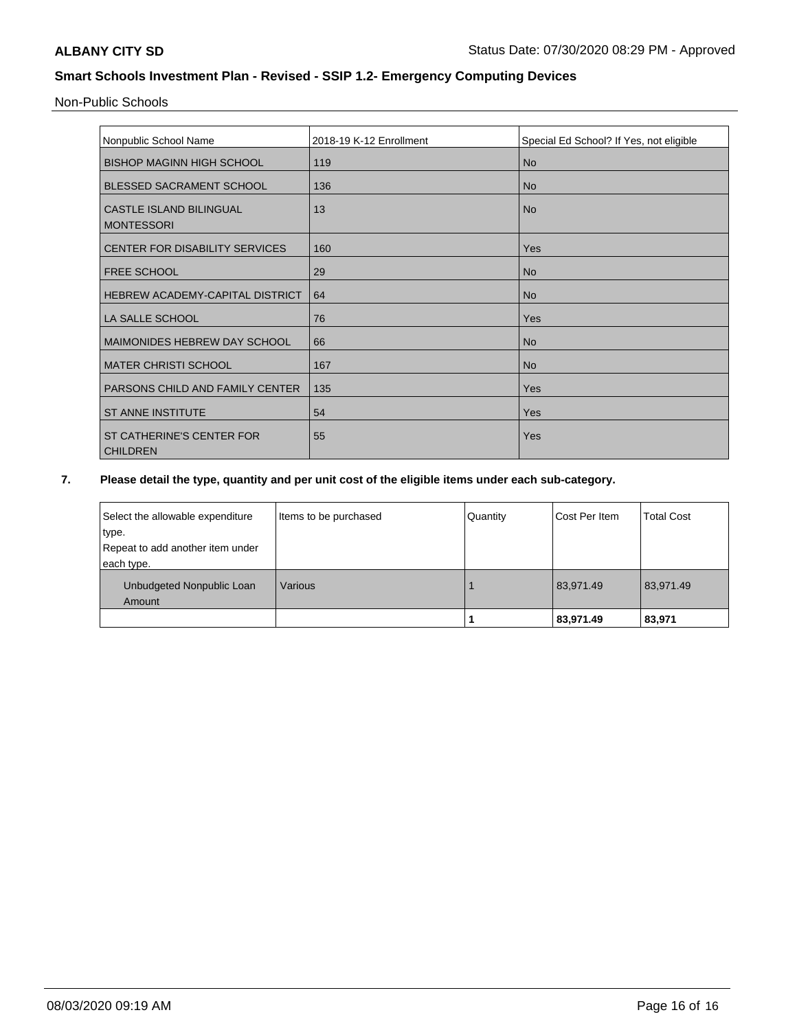Non-Public Schools

| Nonpublic School Name | 2018-19 K-12 Enrollment | Special Ed School? If Yes, not eligible |
|---|---|---|
| BISHOP MAGINN HIGH SCHOOL | 119 | No |
| BLESSED SACRAMENT SCHOOL | 136 | No |
| CASTLE ISLAND BILINGUAL MONTESSORI | 13 | No |
| CENTER FOR DISABILITY SERVICES | 160 | Yes |
| FREE SCHOOL | 29 | No |
| HEBREW ACADEMY-CAPITAL DISTRICT | 64 | No |
| LA SALLE SCHOOL | 76 | Yes |
| MAIMONIDES HEBREW DAY SCHOOL | 66 | No |
| MATER CHRISTI SCHOOL | 167 | No |
| PARSONS CHILD AND FAMILY CENTER | 135 | Yes |
| ST ANNE INSTITUTE | 54 | Yes |
| ST CATHERINE'S CENTER FOR CHILDREN | 55 | Yes |

**7. Please detail the type, quantity and per unit cost of the eligible items under each sub-category.**

| Select the allowable expenditure type. Repeat to add another item under each type. | Items to be purchased | Quantity | Cost Per Item | Total Cost |
|---|---|---|---|---|
| Unbudgeted Nonpublic Loan Amount | Various | 1 | 83,971.49 | 83,971.49 |
| | | **1** | **83,971.49** | **83,971** |